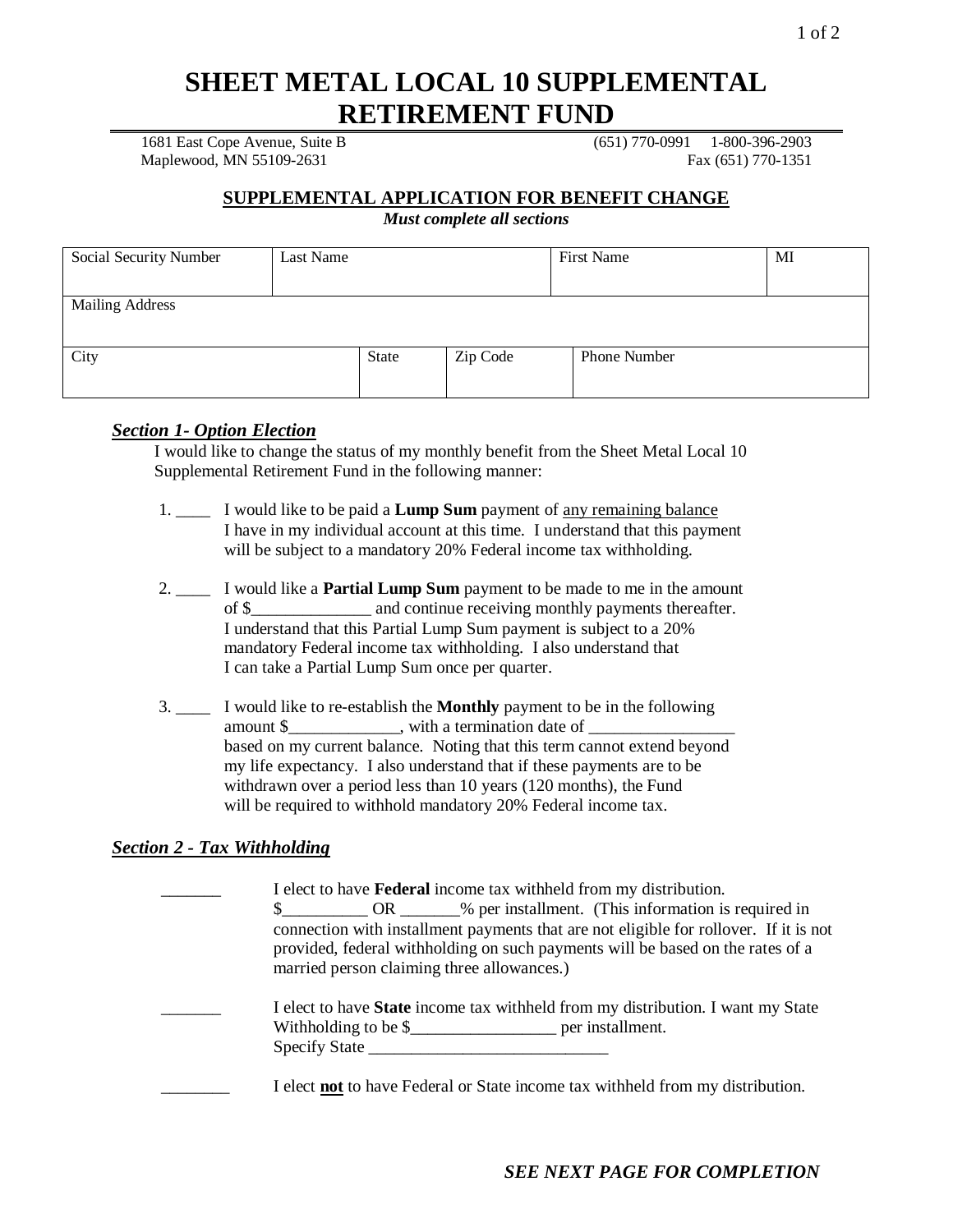# SHEET METAL LOCAL 10 SUPPLEMENTAL RETIREMENT FUND

1681 East Cope Avenue, Suite B
Maplewood, MN 55109-2631

(651) 770-0991 1-800-396-2903
Fax (651) 770-1351

## SUPPLEMENTAL APPLICATION FOR BENEFIT CHANGE

***Must complete all sections***

| Social Security Number | Last Name | | First Name | MI |
|---|---|---|---|---|
| | | | | |

| Mailing Address |
|---|
| |

| City | State | Zip Code | Phone Number |
|---|---|---|---|
| | | | |

### ***Section 1- Option Election***

I would like to change the status of my monthly benefit from the Sheet Metal Local 10 Supplemental Retirement Fund in the following manner:

1. ____ I would like to be paid a **Lump Sum** payment of any remaining balance I have in my individual account at this time. I understand that this payment will be subject to a mandatory 20% Federal income tax withholding.

2. ____ I would like a **Partial Lump Sum** payment to be made to me in the amount of $______________ and continue receiving monthly payments thereafter. I understand that this Partial Lump Sum payment is subject to a 20% mandatory Federal income tax withholding. I also understand that I can take a Partial Lump Sum once per quarter.

3. ____ I would like to re-establish the **Monthly** payment to be in the following amount $_____________, with a termination date of _________________ based on my current balance. Noting that this term cannot extend beyond my life expectancy. I also understand that if these payments are to be withdrawn over a period less than 10 years (120 months), the Fund will be required to withhold mandatory 20% Federal income tax.

### ***Section 2 - Tax Withholding***

_______ I elect to have **Federal** income tax withheld from my distribution. $__________ OR _______% per installment. (This information is required in connection with installment payments that are not eligible for rollover. If it is not provided, federal withholding on such payments will be based on the rates of a married person claiming three allowances.)

_______ I elect to have **State** income tax withheld from my distribution. I want my State Withholding to be $_________________ per installment.
Specify State ____________________________

________ I elect **not** to have Federal or State income tax withheld from my distribution.

***SEE NEXT PAGE FOR COMPLETION***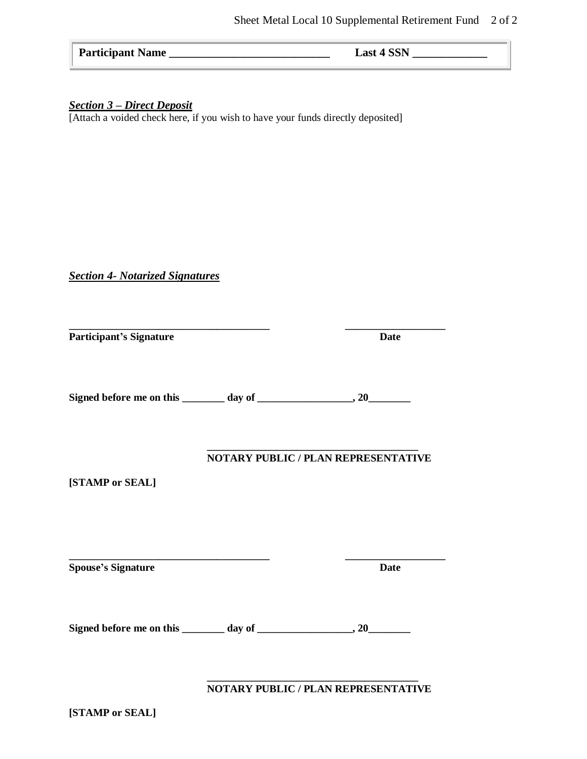**Participant Name \_\_\_\_\_\_\_\_\_\_\_\_\_\_\_\_\_\_\_\_\_\_\_\_\_\_\_\_** **Last 4 SSN \_\_\_\_\_\_\_\_\_\_\_\_\_**

***Section 3 – Direct Deposit***

[Attach a voided check here, if you wish to have your funds directly deposited]

***Section 4- Notarized Signatures***

\_\_\_\_\_\_\_\_\_\_\_\_\_\_\_\_\_\_\_\_\_\_\_\_\_\_\_\_\_\_\_\_\_\_\_\_\_\_\_ \_\_\_\_\_\_\_\_\_\_\_\_\_\_\_\_\_\_\_

**Participant's Signature** **Date**

**Signed before me on this \_\_\_\_\_\_\_\_ day of \_\_\_\_\_\_\_\_\_\_\_\_\_\_\_\_\_\_, 20\_\_\_\_\_\_\_\_**

\_\_\_\_\_\_\_\_\_\_\_\_\_\_\_\_\_\_\_\_\_\_\_\_\_\_\_\_\_\_\_\_\_\_\_\_\_\_\_\_\_

**NOTARY PUBLIC / PLAN REPRESENTATIVE**

**[STAMP or SEAL]**

\_\_\_\_\_\_\_\_\_\_\_\_\_\_\_\_\_\_\_\_\_\_\_\_\_\_\_\_\_\_\_\_\_\_\_\_\_\_\_ \_\_\_\_\_\_\_\_\_\_\_\_\_\_\_\_\_\_\_

**Spouse's Signature** **Date**

**Signed before me on this \_\_\_\_\_\_\_\_ day of \_\_\_\_\_\_\_\_\_\_\_\_\_\_\_\_\_\_, 20\_\_\_\_\_\_\_\_**

\_\_\_\_\_\_\_\_\_\_\_\_\_\_\_\_\_\_\_\_\_\_\_\_\_\_\_\_\_\_\_\_\_\_\_\_\_\_\_\_\_

**NOTARY PUBLIC / PLAN REPRESENTATIVE**

**[STAMP or SEAL]**